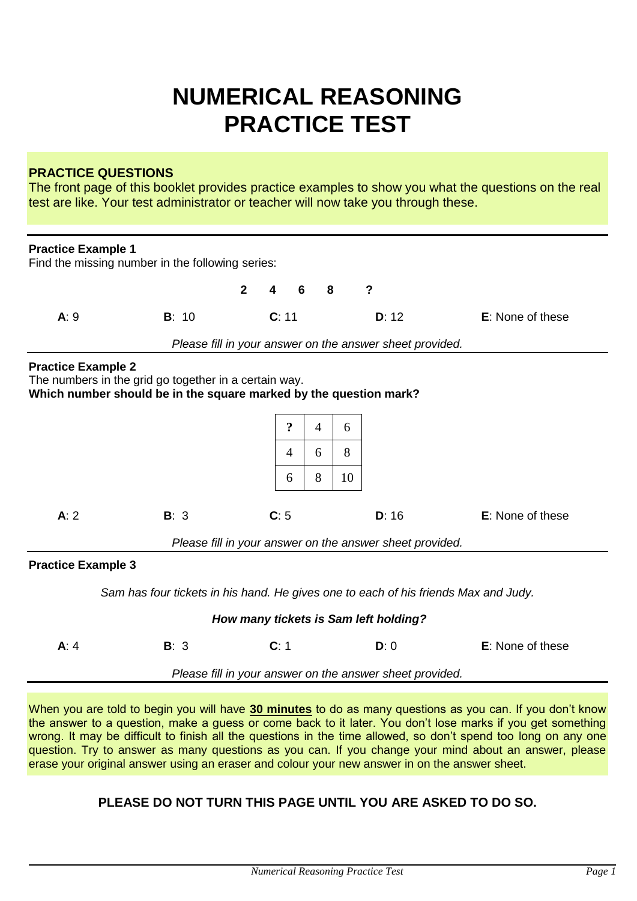# NUMERICAL REASONING PRACTICE TEST

**PRACTICE QUESTIONS**

The front page of this booklet provides practice examples to show you what the questions on the real test are like. Your test administrator or teacher will now take you through these.

---

**Practice Example 1**

Find the missing number in the following series:

**2 4 6 8 ?**

**A**: 9 **B**: 10 **C**: 11 **D**: 12 **E**: None of these

*Please fill in your answer on the answer sheet provided.*

---

**Practice Example 2**

The numbers in the grid go together in a certain way.

**Which number should be in the square marked by the question mark?**

| ? | 4 | 6 |
|---|---|---|
| 4 | 6 | 8 |
| 6 | 8 | 10 |

**A**: 2 **B**: 3 **C**: 5 **D**: 16 **E**: None of these

*Please fill in your answer on the answer sheet provided.*

---

**Practice Example 3**

*Sam has four tickets in his hand. He gives one to each of his friends Max and Judy.*

***How many tickets is Sam left holding?***

**A**: 4 **B**: 3 **C**: 1 **D**: 0 **E**: None of these

*Please fill in your answer on the answer sheet provided.*

---

When you are told to begin you will have **30 minutes** to do as many questions as you can. If you don't know the answer to a question, make a guess or come back to it later. You don't lose marks if you get something wrong. It may be difficult to finish all the questions in the time allowed, so don't spend too long on any one question. Try to answer as many questions as you can. If you change your mind about an answer, please erase your original answer using an eraser and colour your new answer in on the answer sheet.

**PLEASE DO NOT TURN THIS PAGE UNTIL YOU ARE ASKED TO DO SO.**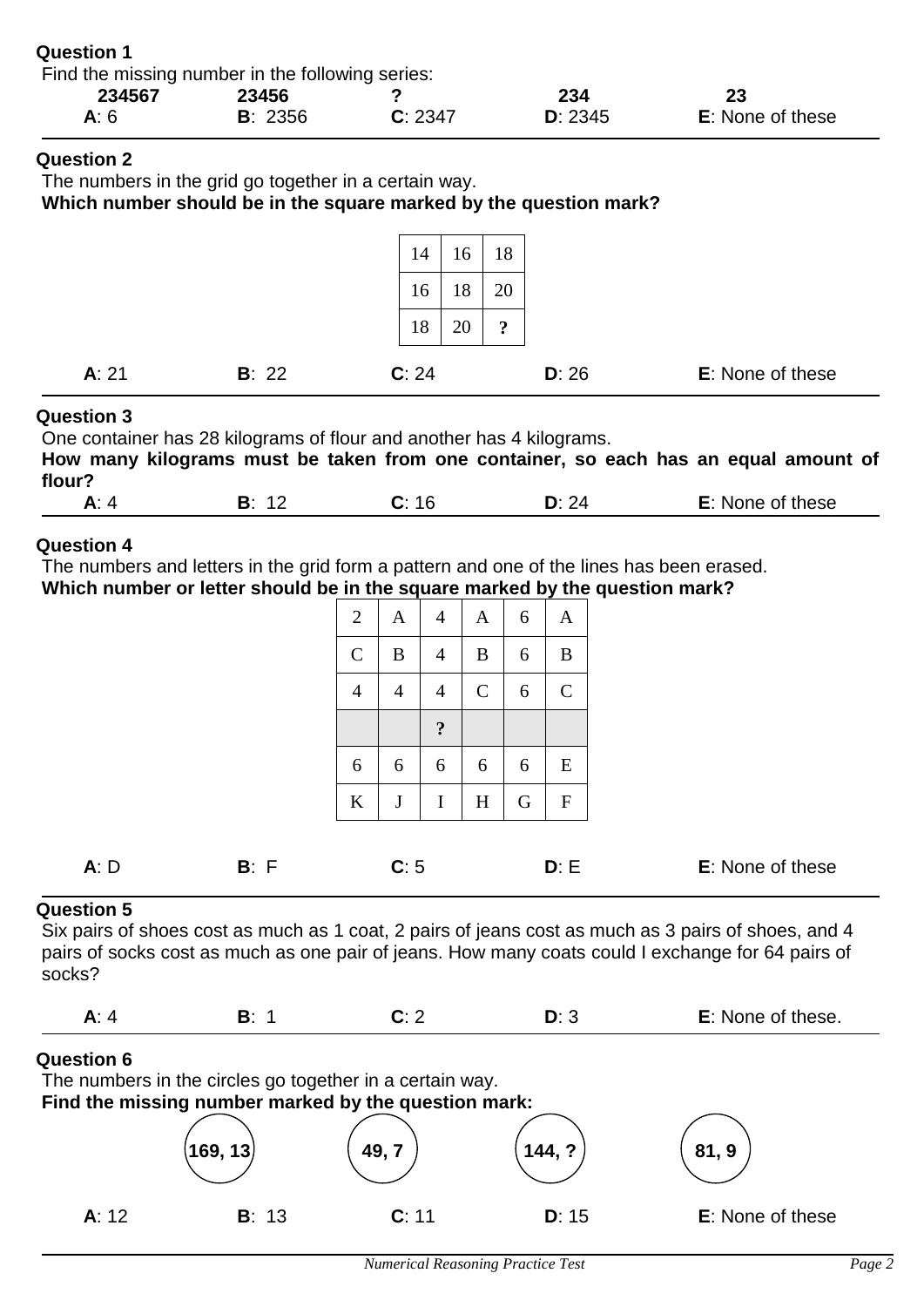**Question 1**

Find the missing number in the following series:

| 234567 | 23456 | ? | 234 | 23 |
|---|---|---|---|---|
| **A**: 6 | **B**: 2356 | **C**: 2347 | **D**: 2345 | **E**: None of these |

**Question 2**

The numbers in the grid go together in a certain way.

**Which number should be in the square marked by the question mark?**

| | | |
|---|---|---|
| 14 | 16 | 18 |
| 16 | 18 | 20 |
| 18 | 20 | **?** |

**A**: 21 **B**: 22 **C**: 24 **D**: 26 **E**: None of these

**Question 3**

One container has 28 kilograms of flour and another has 4 kilograms.

**How many kilograms must be taken from one container, so each has an equal amount of flour?**

**A**: 4 **B**: 12 **C**: 16 **D**: 24 **E**: None of these

**Question 4**

The numbers and letters in the grid form a pattern and one of the lines has been erased.

**Which number or letter should be in the square marked by the question mark?**

| | | | | | |
|---|---|---|---|---|---|
| 2 | A | 4 | A | 6 | A |
| C | B | 4 | B | 6 | B |
| 4 | 4 | 4 | C | 6 | C |
| | | **?** | | | |
| 6 | 6 | 6 | 6 | 6 | E |
| K | J | I | H | G | F |

**A**: D **B**: F **C**: 5 **D**: E **E**: None of these

**Question 5**

Six pairs of shoes cost as much as 1 coat, 2 pairs of jeans cost as much as 3 pairs of shoes, and 4 pairs of socks cost as much as one pair of jeans. How many coats could I exchange for 64 pairs of socks?

**A**: 4 **B**: 1 **C**: 2 **D**: 3 **E**: None of these.

**Question 6**

The numbers in the circles go together in a certain way.

**Find the missing number marked by the question mark:**

**169, 13** **49, 7** **144, ?** **81, 9**

**A**: 12 **B**: 13 **C**: 11 **D**: 15 **E**: None of these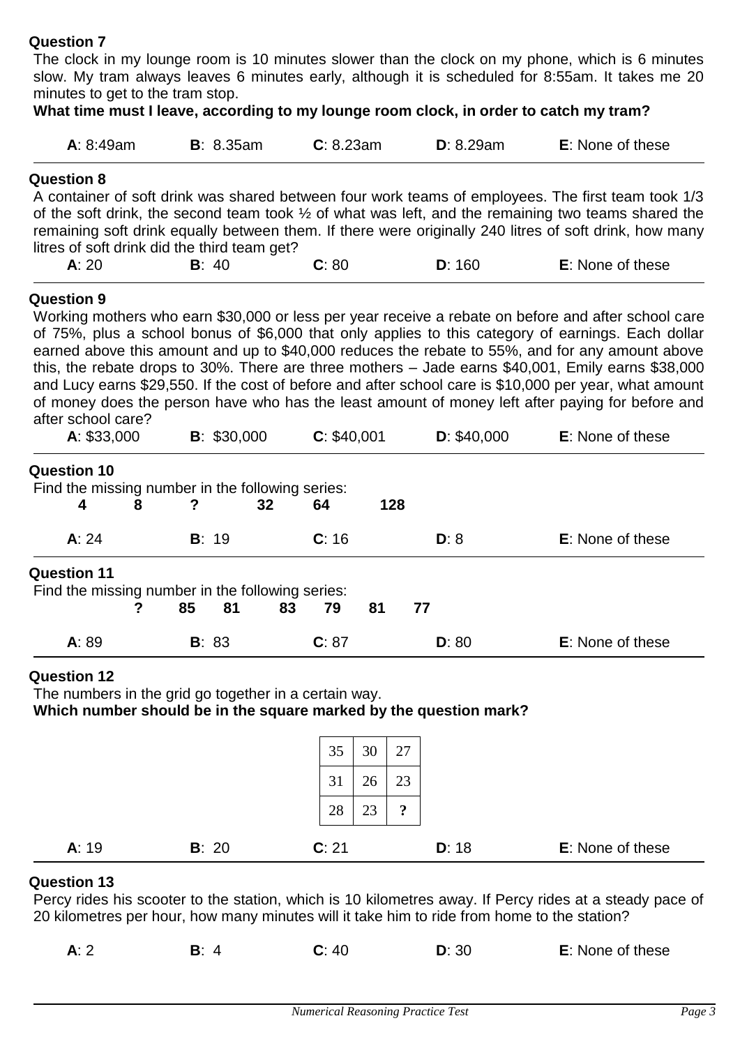**Question 7**

The clock in my lounge room is 10 minutes slower than the clock on my phone, which is 6 minutes slow. My tram always leaves 6 minutes early, although it is scheduled for 8:55am. It takes me 20 minutes to get to the tram stop.

**What time must I leave, according to my lounge room clock, in order to catch my tram?**

| **A**: 8:49am | **B**: 8.35am | **C**: 8.23am | **D**: 8.29am | **E**: None of these |
|---|---|---|---|---|

**Question 8**

A container of soft drink was shared between four work teams of employees. The first team took 1/3 of the soft drink, the second team took ½ of what was left, and the remaining two teams shared the remaining soft drink equally between them. If there were originally 240 litres of soft drink, how many litres of soft drink did the third team get?

| **A**: 20 | **B**: 40 | **C**: 80 | **D**: 160 | **E**: None of these |
|---|---|---|---|---|

**Question 9**

Working mothers who earn $30,000 or less per year receive a rebate on before and after school care of 75%, plus a school bonus of $6,000 that only applies to this category of earnings. Each dollar earned above this amount and up to $40,000 reduces the rebate to 55%, and for any amount above this, the rebate drops to 30%. There are three mothers – Jade earns $40,001, Emily earns $38,000 and Lucy earns $29,550. If the cost of before and after school care is $10,000 per year, what amount of money does the person have who has the least amount of money left after paying for before and after school care?

| **A**: $33,000 | **B**: $30,000 | **C**: $40,001 | **D**: $40,000 | **E**: None of these |
|---|---|---|---|---|

**Question 10**

Find the missing number in the following series:

**4 8 ? 32 64 128**

| **A**: 24 | **B**: 19 | **C**: 16 | **D**: 8 | **E**: None of these |
|---|---|---|---|---|

**Question 11**

Find the missing number in the following series:

**? 85 81 83 79 81 77**

| **A**: 89 | **B**: 83 | **C**: 87 | **D**: 80 | **E**: None of these |
|---|---|---|---|---|

**Question 12**

The numbers in the grid go together in a certain way.

**Which number should be in the square marked by the question mark?**

| | | |
|---|---|---|
| 35 | 30 | 27 |
| 31 | 26 | 23 |
| 28 | 23 | ? |

| **A**: 19 | **B**: 20 | **C**: 21 | **D**: 18 | **E**: None of these |
|---|---|---|---|---|

**Question 13**

Percy rides his scooter to the station, which is 10 kilometres away. If Percy rides at a steady pace of 20 kilometres per hour, how many minutes will it take him to ride from home to the station?

| **A**: 2 | **B**: 4 | **C**: 40 | **D**: 30 | **E**: None of these |
|---|---|---|---|---|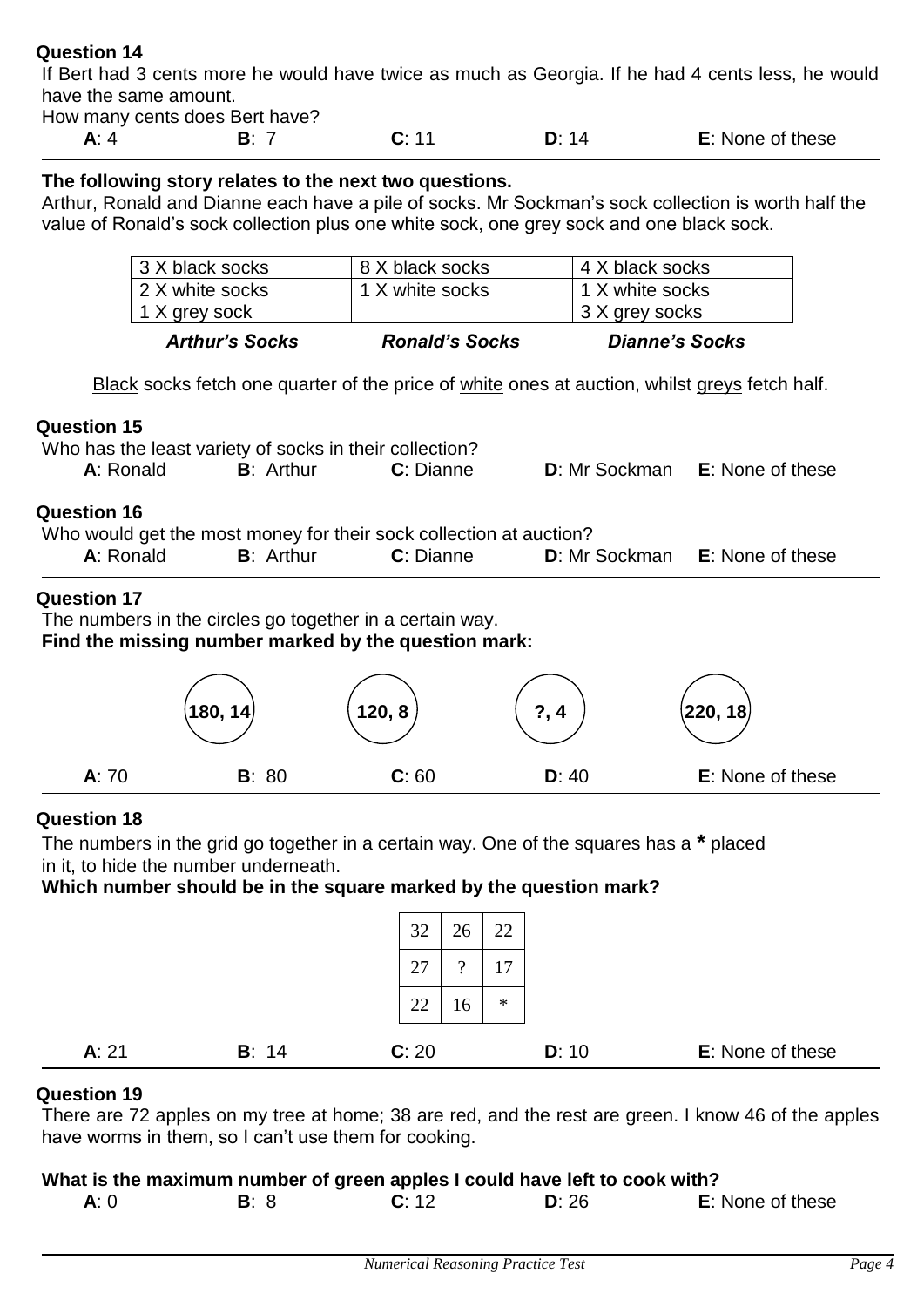**Question 14**

If Bert had 3 cents more he would have twice as much as Georgia. If he had 4 cents less, he would have the same amount.

How many cents does Bert have?

**A**: 4 **B**: 7 **C**: 11 **D**: 14 **E**: None of these

---

**The following story relates to the next two questions.**

Arthur, Ronald and Dianne each have a pile of socks. Mr Sockman's sock collection is worth half the value of Ronald's sock collection plus one white sock, one grey sock and one black sock.

| *Arthur's Socks* | *Ronald's Socks* | *Dianne's Socks* |
|---|---|---|
| 3 X black socks | 8 X black socks | 4 X black socks |
| 2 X white socks | 1 X white socks | 1 X white socks |
| 1 X grey sock | | 3 X grey socks |

Black socks fetch one quarter of the price of white ones at auction, whilst greys fetch half.

**Question 15**

Who has the least variety of socks in their collection?

**A**: Ronald **B**: Arthur **C**: Dianne **D**: Mr Sockman **E**: None of these

**Question 16**

Who would get the most money for their sock collection at auction?

**A**: Ronald **B**: Arthur **C**: Dianne **D**: Mr Sockman **E**: None of these

---

**Question 17**

The numbers in the circles go together in a certain way.

**Find the missing number marked by the question mark:**

(180, 14) (120, 8) (?, 4) (220, 18)

**A**: 70 **B**: 80 **C**: 60 **D**: 40 **E**: None of these

---

**Question 18**

The numbers in the grid go together in a certain way. One of the squares has a * placed in it, to hide the number underneath.

**Which number should be in the square marked by the question mark?**

| | | |
|---|---|---|
| 32 | 26 | 22 |
| 27 | ? | 17 |
| 22 | 16 | * |

**A**: 21 **B**: 14 **C**: 20 **D**: 10 **E**: None of these

---

**Question 19**

There are 72 apples on my tree at home; 38 are red, and the rest are green. I know 46 of the apples have worms in them, so I can't use them for cooking.

**What is the maximum number of green apples I could have left to cook with?**

**A**: 0 **B**: 8 **C**: 12 **D**: 26 **E**: None of these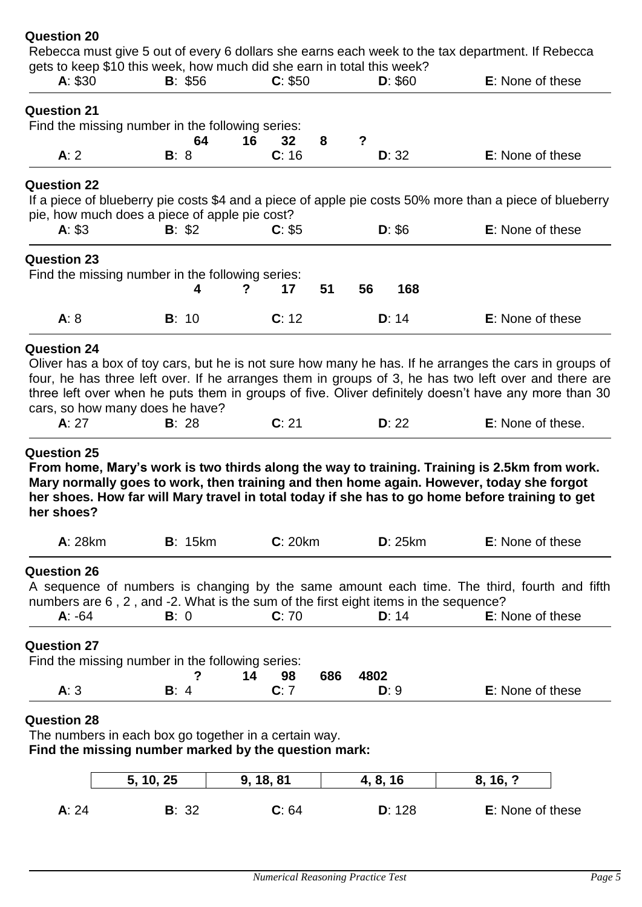**Question 20**

Rebecca must give 5 out of every 6 dollars she earns each week to the tax department. If Rebecca gets to keep \$10 this week, how much did she earn in total this week?

**A**: \$30 **B**: \$56 **C**: \$50 **D**: \$60 **E**: None of these

**Question 21**

Find the missing number in the following series:

**64 16 32 8 ?**

**A**: 2 **B**: 8 **C**: 16 **D**: 32 **E**: None of these

**Question 22**

If a piece of blueberry pie costs \$4 and a piece of apple pie costs 50% more than a piece of blueberry pie, how much does a piece of apple pie cost?

**A**: \$3 **B**: \$2 **C**: \$5 **D**: \$6 **E**: None of these

**Question 23**

Find the missing number in the following series:

**4 ? 17 51 56 168**

**A**: 8 **B**: 10 **C**: 12 **D**: 14 **E**: None of these

**Question 24**

Oliver has a box of toy cars, but he is not sure how many he has. If he arranges the cars in groups of four, he has three left over. If he arranges them in groups of 3, he has two left over and there are three left over when he puts them in groups of five. Oliver definitely doesn't have any more than 30 cars, so how many does he have?

**A**: 27 **B**: 28 **C**: 21 **D**: 22 **E**: None of these.

**Question 25**

**From home, Mary's work is two thirds along the way to training. Training is 2.5km from work. Mary normally goes to work, then training and then home again. However, today she forgot her shoes. How far will Mary travel in total today if she has to go home before training to get her shoes?**

**A**: 28km **B**: 15km **C**: 20km **D**: 25km **E**: None of these

**Question 26**

A sequence of numbers is changing by the same amount each time. The third, fourth and fifth numbers are 6 , 2 , and -2. What is the sum of the first eight items in the sequence?

**A**: -64 **B**: 0 **C**: 70 **D**: 14 **E**: None of these

**Question 27**

Find the missing number in the following series:

**? 14 98 686 4802**

**A**: 3 **B**: 4 **C**: 7 **D**: 9 **E**: None of these

**Question 28**

The numbers in each box go together in a certain way.

**Find the missing number marked by the question mark:**

| 5, 10, 25 | 9, 18, 81 | 4, 8, 16 | 8, 16, ? |
|---|---|---|---|

**A**: 24 **B**: 32 **C**: 64 **D**: 128 **E**: None of these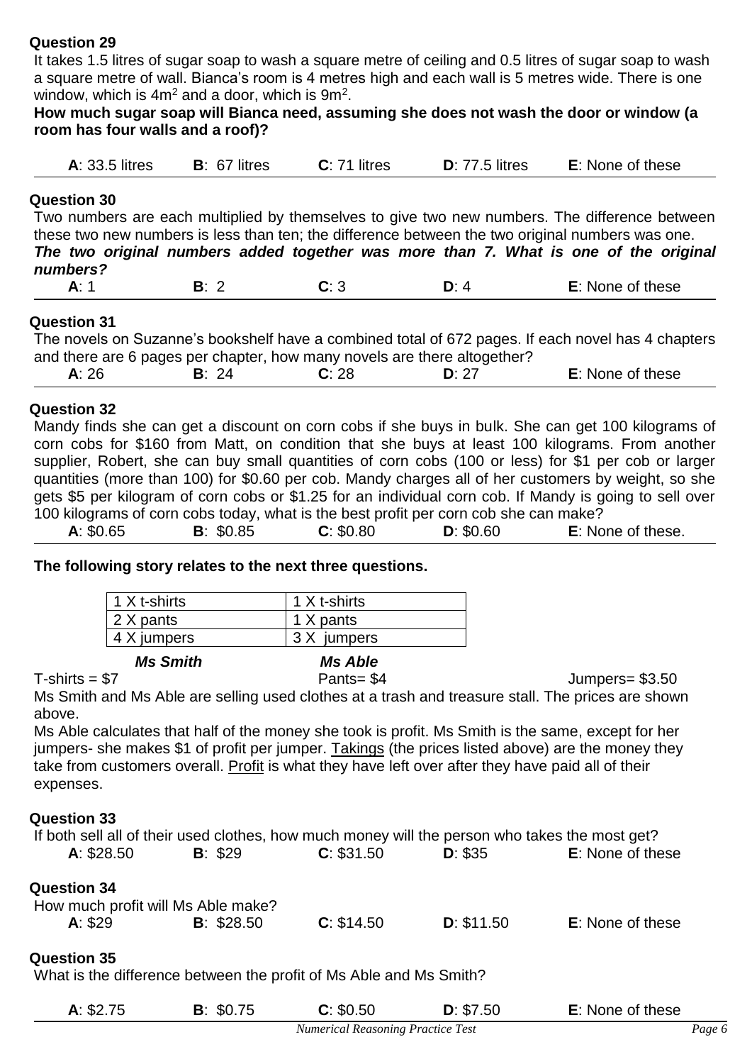**Question 29**

It takes 1.5 litres of sugar soap to wash a square metre of ceiling and 0.5 litres of sugar soap to wash a square metre of wall. Bianca's room is 4 metres high and each wall is 5 metres wide. There is one window, which is $4m^2$ and a door, which is $9m^2$.

**How much sugar soap will Bianca need, assuming she does not wash the door or window (a room has four walls and a roof)?**

| **A**: 33.5 litres | **B**: 67 litres | **C**: 71 litres | **D**: 77.5 litres | **E**: None of these |
|---|---|---|---|---|

**Question 30**

Two numbers are each multiplied by themselves to give two new numbers. The difference between these two new numbers is less than ten; the difference between the two original numbers was one. ***The two original numbers added together was more than 7. What is one of the original numbers?***

| **A**: 1 | **B**: 2 | **C**: 3 | **D**: 4 | **E**: None of these |
|---|---|---|---|---|

**Question 31**

The novels on Suzanne's bookshelf have a combined total of 672 pages. If each novel has 4 chapters and there are 6 pages per chapter, how many novels are there altogether?

| **A**: 26 | **B**: 24 | **C**: 28 | **D**: 27 | **E**: None of these |
|---|---|---|---|---|

**Question 32**

Mandy finds she can get a discount on corn cobs if she buys in bulk. She can get 100 kilograms of corn cobs for $160 from Matt, on condition that she buys at least 100 kilograms. From another supplier, Robert, she can buy small quantities of corn cobs (100 or less) for $1 per cob or larger quantities (more than 100) for $0.60 per cob. Mandy charges all of her customers by weight, so she gets $5 per kilogram of corn cobs or $1.25 for an individual corn cob. If Mandy is going to sell over 100 kilograms of corn cobs today, what is the best profit per corn cob she can make?

| **A**: $0.65 | **B**: $0.85 | **C**: $0.80 | **D**: $0.60 | **E**: None of these. |
|---|---|---|---|---|

**The following story relates to the next three questions.**

| ***Ms Smith*** | ***Ms Able*** |
|---|---|
| 1 X t-shirts | 1 X t-shirts |
| 2 X pants | 1 X pants |
| 4 X jumpers | 3 X jumpers |

T-shirts = $7 Pants= $4 Jumpers= $3.50

Ms Smith and Ms Able are selling used clothes at a trash and treasure stall. The prices are shown above.

Ms Able calculates that half of the money she took is profit. Ms Smith is the same, except for her jumpers- she makes $1 of profit per jumper. Takings (the prices listed above) are the money they take from customers overall. Profit is what they have left over after they have paid all of their expenses.

**Question 33**

If both sell all of their used clothes, how much money will the person who takes the most get?

| **A**: $28.50 | **B**: $29 | **C**: $31.50 | **D**: $35 | **E**: None of these |
|---|---|---|---|---|

**Question 34**

How much profit will Ms Able make?

| **A**: $29 | **B**: $28.50 | **C**: $14.50 | **D**: $11.50 | **E**: None of these |
|---|---|---|---|---|

**Question 35**

What is the difference between the profit of Ms Able and Ms Smith?

| **A**: $2.75 | **B**: $0.75 | **C**: $0.50 | **D**: $7.50 | **E**: None of these |
|---|---|---|---|---|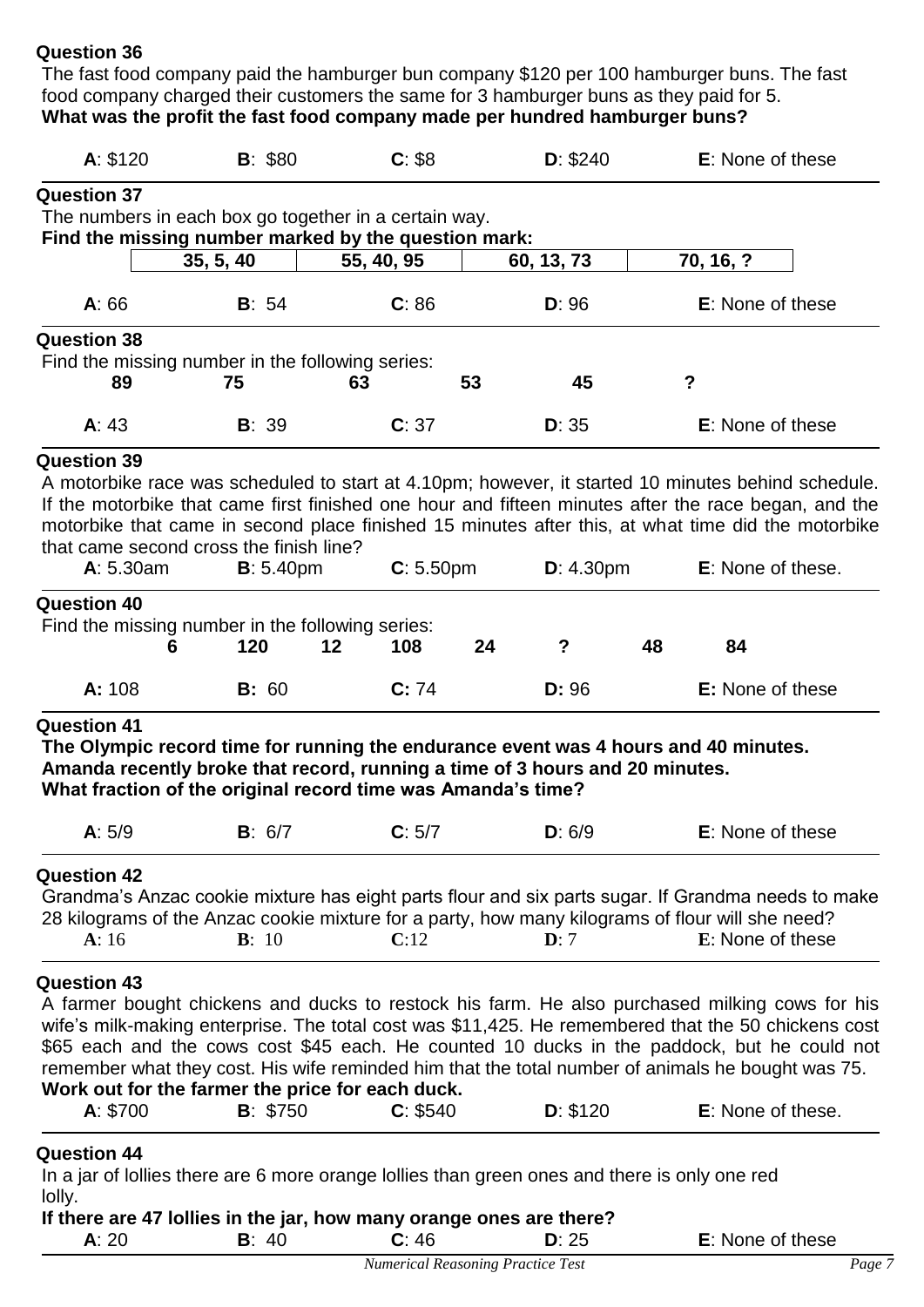**Question 36**

The fast food company paid the hamburger bun company $120 per 100 hamburger buns. The fast food company charged their customers the same for 3 hamburger buns as they paid for 5.

**What was the profit the fast food company made per hundred hamburger buns?**

| **A**: $120 | **B**: $80 | **C**: $8 | **D**: $240 | **E**: None of these |
|---|---|---|---|---|

**Question 37**

The numbers in each box go together in a certain way.

**Find the missing number marked by the question mark:**

| 35, 5, 40 | 55, 40, 95 | 60, 13, 73 | 70, 16, ? |
|---|---|---|---|

| **A**: 66 | **B**: 54 | **C**: 86 | **D**: 96 | **E**: None of these |
|---|---|---|---|---|

**Question 38**

Find the missing number in the following series:

**89 75 63 53 45 ?**

| **A**: 43 | **B**: 39 | **C**: 37 | **D**: 35 | **E**: None of these |
|---|---|---|---|---|

**Question 39**

A motorbike race was scheduled to start at 4.10pm; however, it started 10 minutes behind schedule. If the motorbike that came first finished one hour and fifteen minutes after the race began, and the motorbike that came in second place finished 15 minutes after this, at what time did the motorbike that came second cross the finish line?

| **A**: 5.30am | **B**: 5.40pm | **C**: 5.50pm | **D**: 4.30pm | **E**: None of these. |
|---|---|---|---|---|

**Question 40**

Find the missing number in the following series:

**6 120 12 108 24 ? 48 84**

| **A:** 108 | **B:** 60 | **C:** 74 | **D:** 96 | **E:** None of these |
|---|---|---|---|---|

**Question 41**

**The Olympic record time for running the endurance event was 4 hours and 40 minutes. Amanda recently broke that record, running a time of 3 hours and 20 minutes. What fraction of the original record time was Amanda's time?**

| **A**: 5/9 | **B**: 6/7 | **C**: 5/7 | **D**: 6/9 | **E**: None of these |
|---|---|---|---|---|

**Question 42**

Grandma's Anzac cookie mixture has eight parts flour and six parts sugar. If Grandma needs to make 28 kilograms of the Anzac cookie mixture for a party, how many kilograms of flour will she need?

| **A**: 16 | **B**: 10 | **C**:12 | **D**: 7 | **E**: None of these |
|---|---|---|---|---|

**Question 43**

A farmer bought chickens and ducks to restock his farm. He also purchased milking cows for his wife's milk-making enterprise. The total cost was $11,425. He remembered that the 50 chickens cost $65 each and the cows cost $45 each. He counted 10 ducks in the paddock, but he could not remember what they cost. His wife reminded him that the total number of animals he bought was 75.

**Work out for the farmer the price for each duck.**

| **A**: $700 | **B**: $750 | **C**: $540 | **D**: $120 | **E**: None of these. |
|---|---|---|---|---|

**Question 44**

In a jar of lollies there are 6 more orange lollies than green ones and there is only one red lolly.

**If there are 47 lollies in the jar, how many orange ones are there?**

| **A**: 20 | **B**: 40 | **C**: 46 | **D**: 25 | **E**: None of these |
|---|---|---|---|---|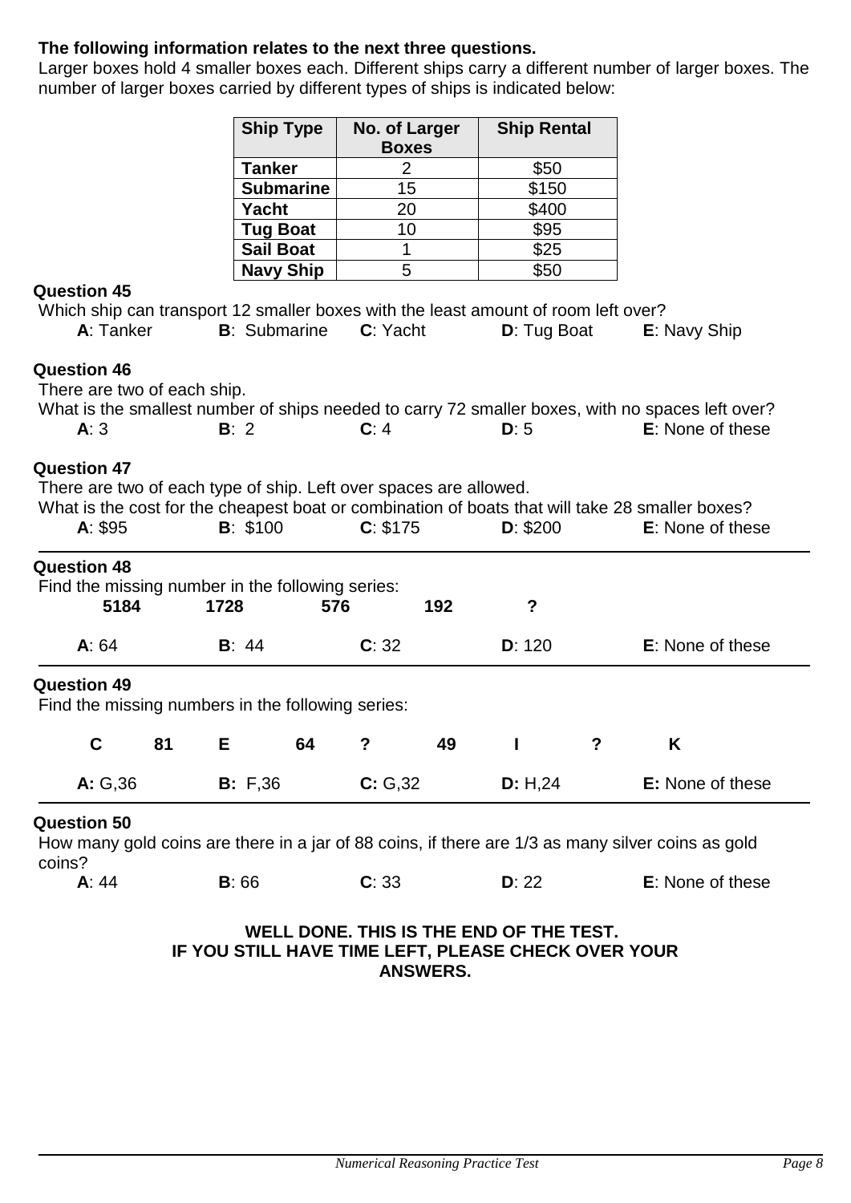**The following information relates to the next three questions.**
Larger boxes hold 4 smaller boxes each. Different ships carry a different number of larger boxes. The number of larger boxes carried by different types of ships is indicated below:

| Ship Type | No. of Larger Boxes | Ship Rental |
|---|---|---|
| **Tanker** | 2 | $50 |
| **Submarine** | 15 | $150 |
| **Yacht** | 20 | $400 |
| **Tug Boat** | 10 | $95 |
| **Sail Boat** | 1 | $25 |
| **Navy Ship** | 5 | $50 |

**Question 45**

Which ship can transport 12 smaller boxes with the least amount of room left over?

**A**: Tanker **B**: Submarine **C**: Yacht **D**: Tug Boat **E**: Navy Ship

**Question 46**

There are two of each ship.
What is the smallest number of ships needed to carry 72 smaller boxes, with no spaces left over?

**A**: 3 **B**: 2 **C**: 4 **D**: 5 **E**: None of these

**Question 47**

There are two of each type of ship. Left over spaces are allowed.
What is the cost for the cheapest boat or combination of boats that will take 28 smaller boxes?

**A**: $95 **B**: $100 **C**: $175 **D**: $200 **E**: None of these

---

**Question 48**

Find the missing number in the following series:

**5184** **1728** **576** **192** **?**

**A**: 64 **B**: 44 **C**: 32 **D**: 120 **E**: None of these

---

**Question 49**

Find the missing numbers in the following series:

**C** **81** **E** **64** **?** **49** **I** **?** **K**

**A:** G,36 **B:** F,36 **C:** G,32 **D:** H,24 **E:** None of these

---

**Question 50**

How many gold coins are there in a jar of 88 coins, if there are 1/3 as many silver coins as gold coins?

**A**: 44 **B**: 66 **C**: 33 **D**: 22 **E**: None of these

**WELL DONE. THIS IS THE END OF THE TEST.**
**IF YOU STILL HAVE TIME LEFT, PLEASE CHECK OVER YOUR ANSWERS.**